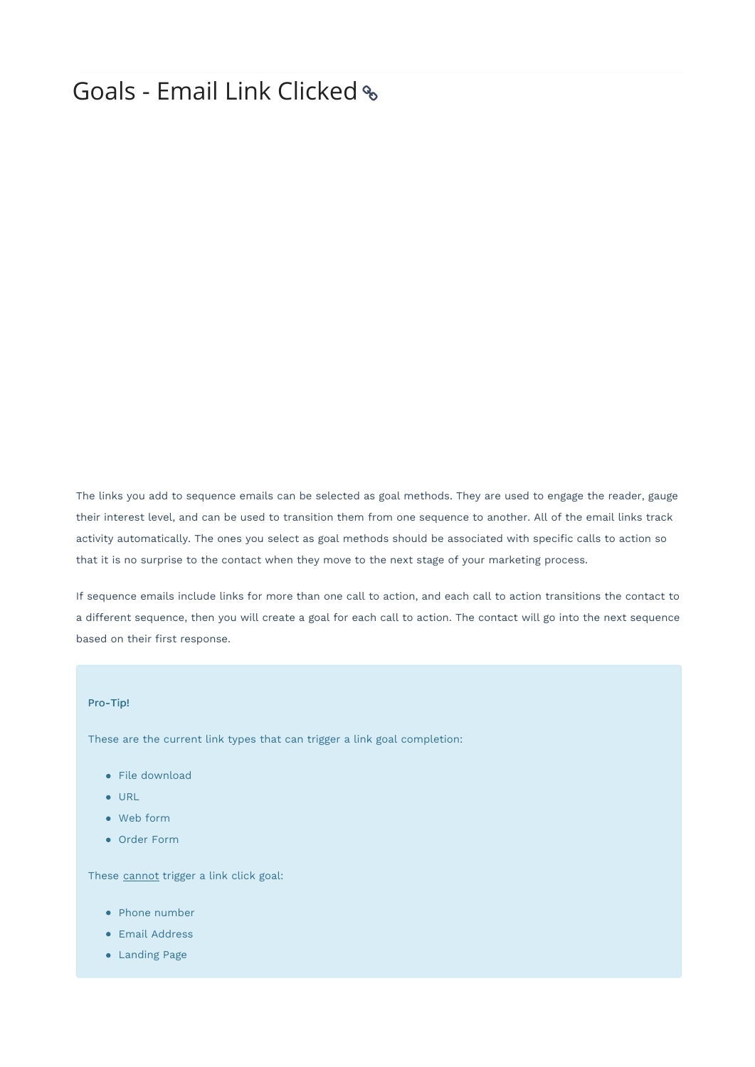# Goals - Email Link Clicked

The links you add to sequence emails can be selected as goal methods. They are used to engage the reader, gauge their interest level, and can be used to transition them from one sequence to another. All of the email links track activity automatically. The ones you select as goal methods should be associated with specific calls to action so that it is no surprise to the contact when they move to the next stage of your marketing process.

If sequence emails include links for more than one call to action, and each call to action transitions the contact to a different sequence, then you will create a goal for each call to action. The contact will go into the next sequence based on their first response.

> **Pro-Tip!**
>
> These are the current link types that can trigger a link goal completion:
>
> - File download
> - URL
> - Web form
> - Order Form
>
> These cannot trigger a link click goal:
>
> - Phone number
> - Email Address
> - Landing Page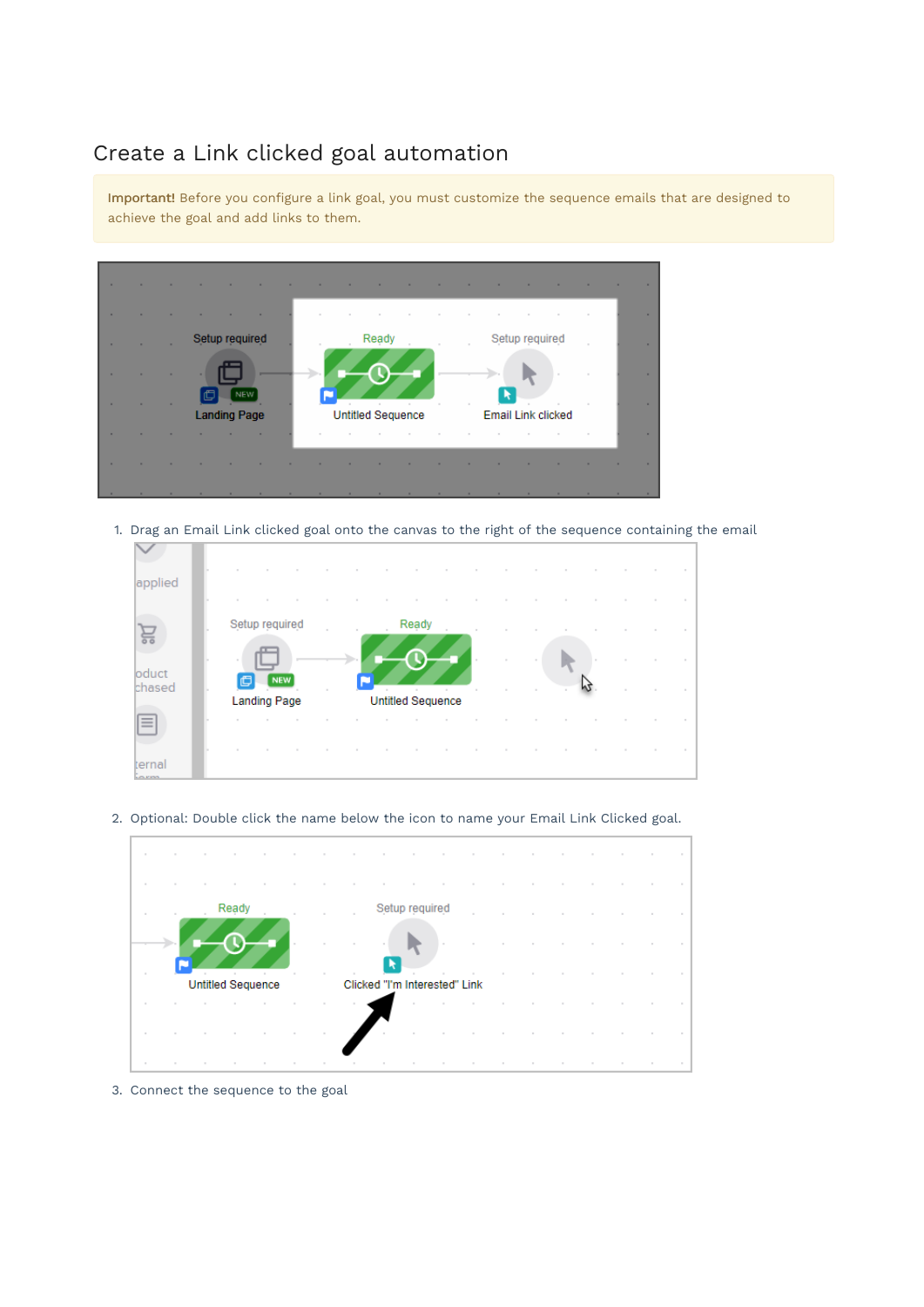## Create a Link clicked goal automation

**Important!** Before you configure a link goal, you must customize the sequence emails that are designed to achieve the goal and add links to them.

1. Drag an Email Link clicked goal onto the canvas to the right of the sequence containing the email

2. Optional: Double click the name below the icon to name your Email Link Clicked goal.

3. Connect the sequence to the goal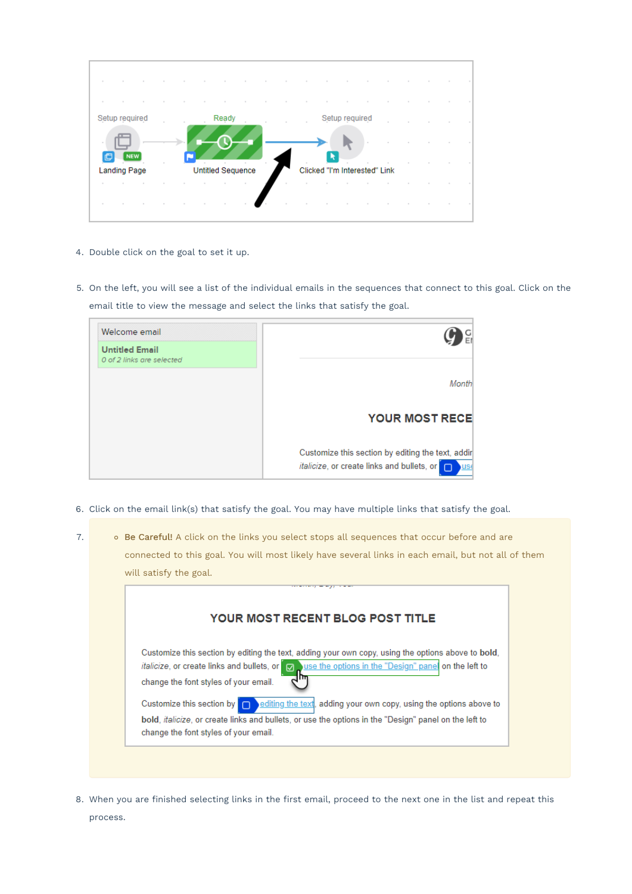4. Double click on the goal to set it up.

5. On the left, you will see a list of the individual emails in the sequences that connect to this goal. Click on the email title to view the message and select the links that satisfy the goal.

6. Click on the email link(s) that satisfy the goal. You may have multiple links that satisfy the goal.

7. 
   - **Be Careful!** A click on the links you select stops all sequences that occur before and are connected to this goal. You will most likely have several links in each email, but not all of them will satisfy the goal.

8. When you are finished selecting links in the first email, proceed to the next one in the list and repeat this process.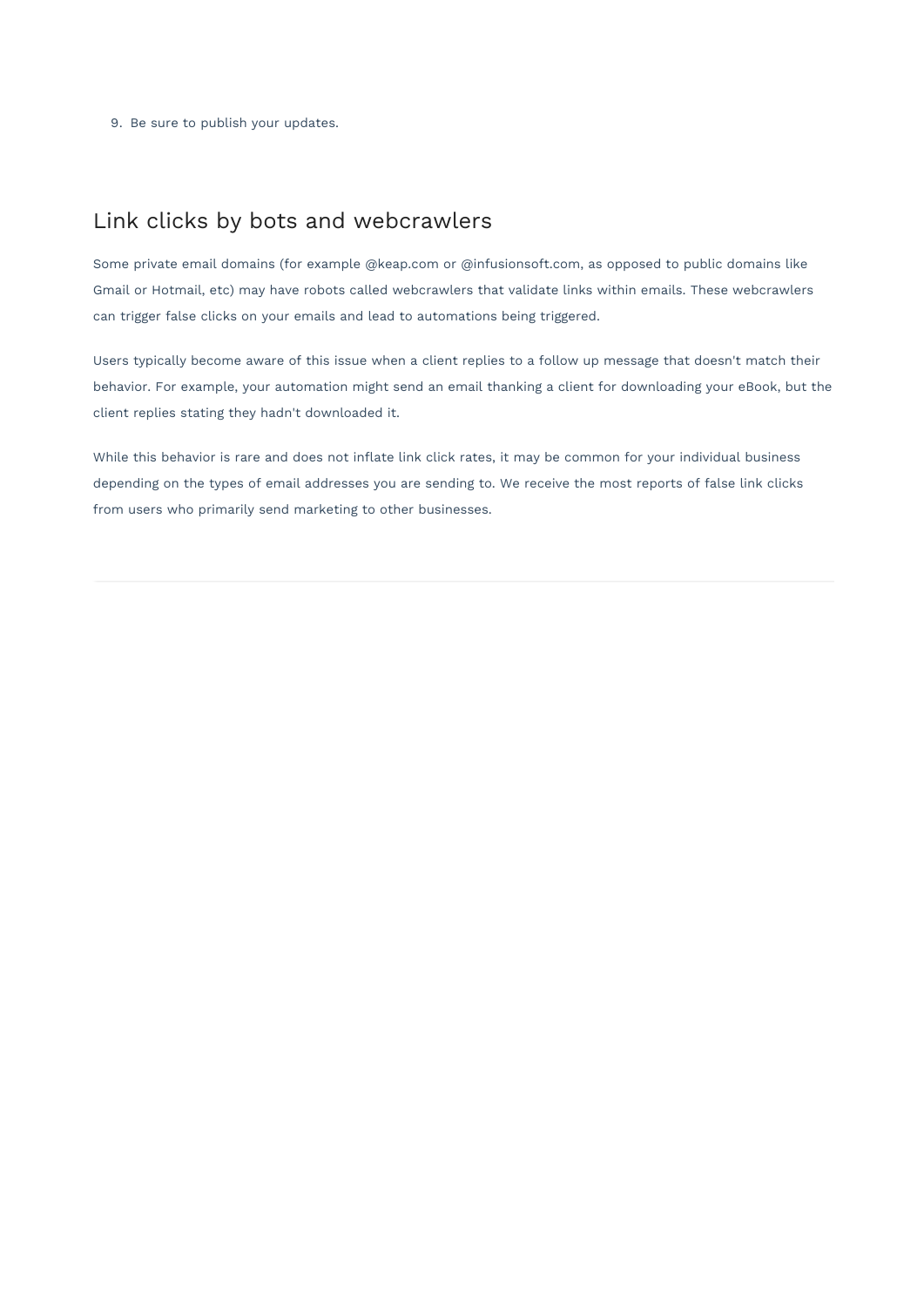9. Be sure to publish your updates.

## Link clicks by bots and webcrawlers

Some private email domains (for example @keap.com or @infusionsoft.com, as opposed to public domains like Gmail or Hotmail, etc) may have robots called webcrawlers that validate links within emails. These webcrawlers can trigger false clicks on your emails and lead to automations being triggered.

Users typically become aware of this issue when a client replies to a follow up message that doesn't match their behavior. For example, your automation might send an email thanking a client for downloading your eBook, but the client replies stating they hadn't downloaded it.

While this behavior is rare and does not inflate link click rates, it may be common for your individual business depending on the types of email addresses you are sending to. We receive the most reports of false link clicks from users who primarily send marketing to other businesses.

---